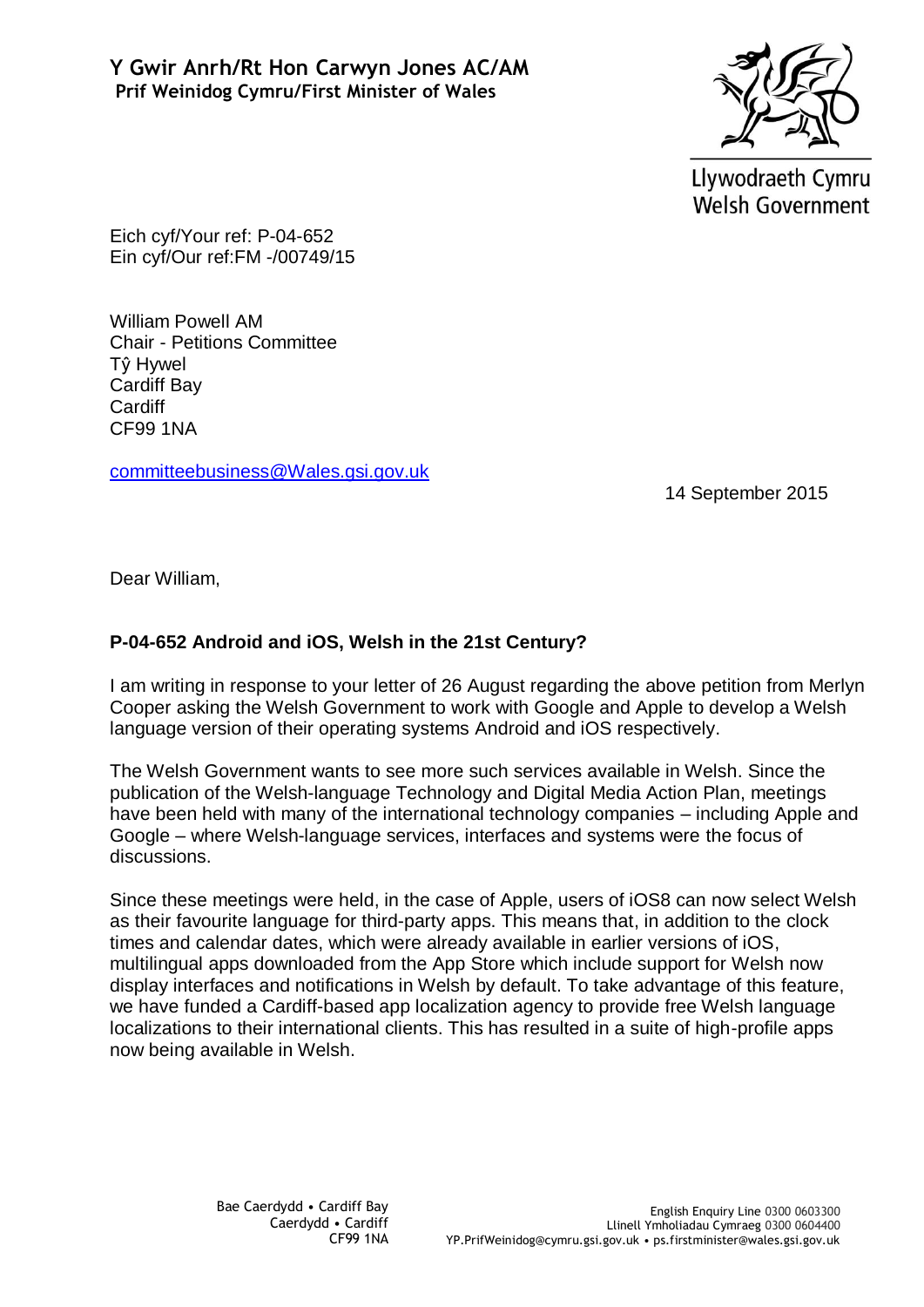**Y Gwir Anrh/Rt Hon Carwyn Jones AC/AM**
**Prif Weinidog Cymru/First Minister of Wales**

Llywodraeth Cymru
Welsh Government

Eich cyf/Your ref: P-04-652
Ein cyf/Our ref:FM -/00749/15

William Powell AM
Chair - Petitions Committee
Tŷ Hywel
Cardiff Bay
Cardiff
CF99 1NA

committeebusiness@Wales.gsi.gov.uk

14 September 2015

Dear William,

**P-04-652 Android and iOS, Welsh in the 21st Century?**

I am writing in response to your letter of 26 August regarding the above petition from Merlyn Cooper asking the Welsh Government to work with Google and Apple to develop a Welsh language version of their operating systems Android and iOS respectively.

The Welsh Government wants to see more such services available in Welsh. Since the publication of the Welsh-language Technology and Digital Media Action Plan, meetings have been held with many of the international technology companies – including Apple and Google – where Welsh-language services, interfaces and systems were the focus of discussions.

Since these meetings were held, in the case of Apple, users of iOS8 can now select Welsh as their favourite language for third-party apps. This means that, in addition to the clock times and calendar dates, which were already available in earlier versions of iOS, multilingual apps downloaded from the App Store which include support for Welsh now display interfaces and notifications in Welsh by default. To take advantage of this feature, we have funded a Cardiff-based app localization agency to provide free Welsh language localizations to their international clients. This has resulted in a suite of high-profile apps now being available in Welsh.

Bae Caerdydd • Cardiff Bay
Caerdydd • Cardiff
CF99 1NA

English Enquiry Line 0300 0603300
Llinell Ymholiadau Cymraeg 0300 0604400
YP.PrifWeinidog@cymru.gsi.gov.uk • ps.firstminister@wales.gsi.gov.uk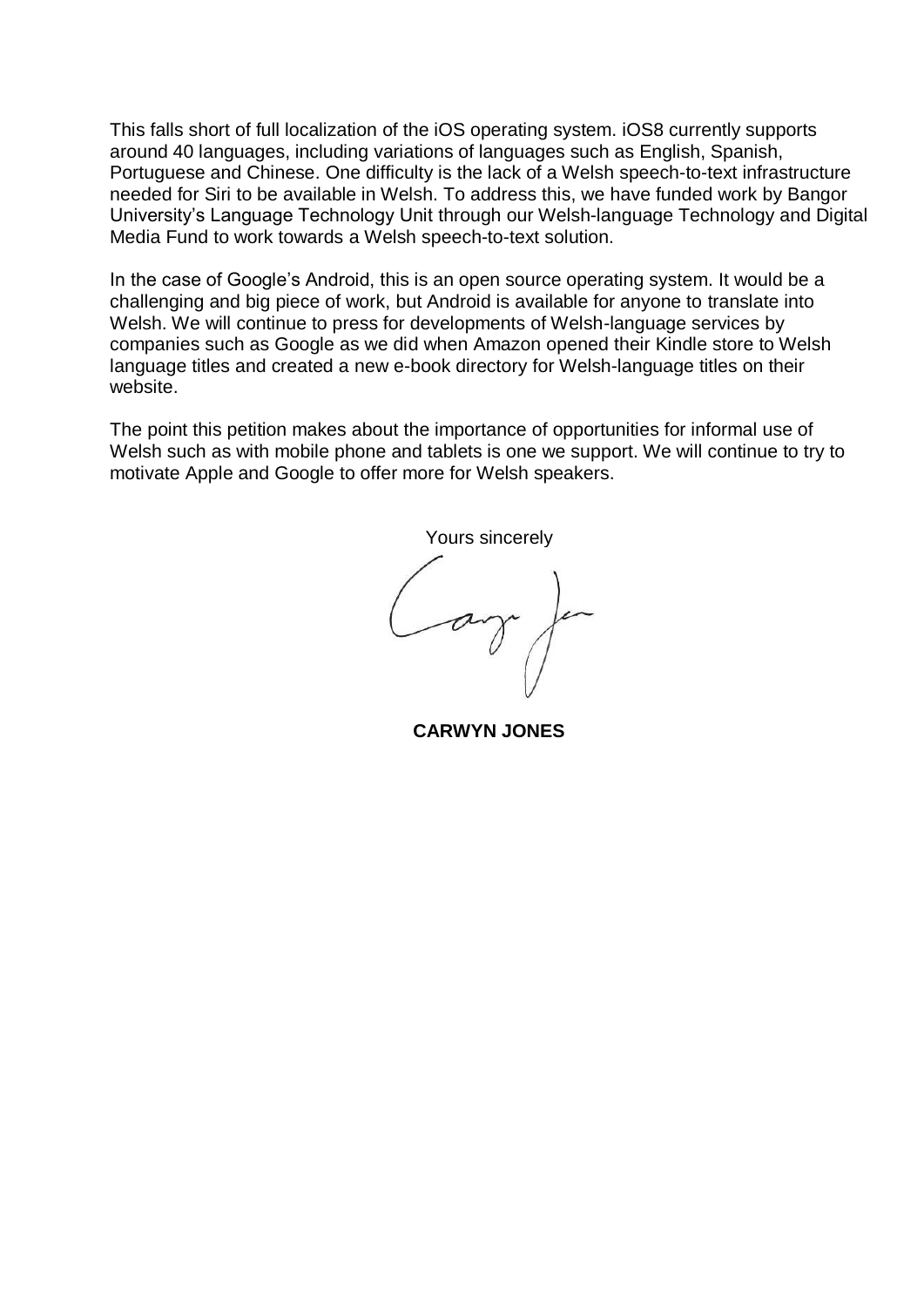This falls short of full localization of the iOS operating system. iOS8 currently supports around 40 languages, including variations of languages such as English, Spanish, Portuguese and Chinese. One difficulty is the lack of a Welsh speech-to-text infrastructure needed for Siri to be available in Welsh. To address this, we have funded work by Bangor University's Language Technology Unit through our Welsh-language Technology and Digital Media Fund to work towards a Welsh speech-to-text solution.

In the case of Google's Android, this is an open source operating system. It would be a challenging and big piece of work, but Android is available for anyone to translate into Welsh. We will continue to press for developments of Welsh-language services by companies such as Google as we did when Amazon opened their Kindle store to Welsh language titles and created a new e-book directory for Welsh-language titles on their website.

The point this petition makes about the importance of opportunities for informal use of Welsh such as with mobile phone and tablets is one we support. We will continue to try to motivate Apple and Google to offer more for Welsh speakers.

Yours sincerely

**CARWYN JONES**